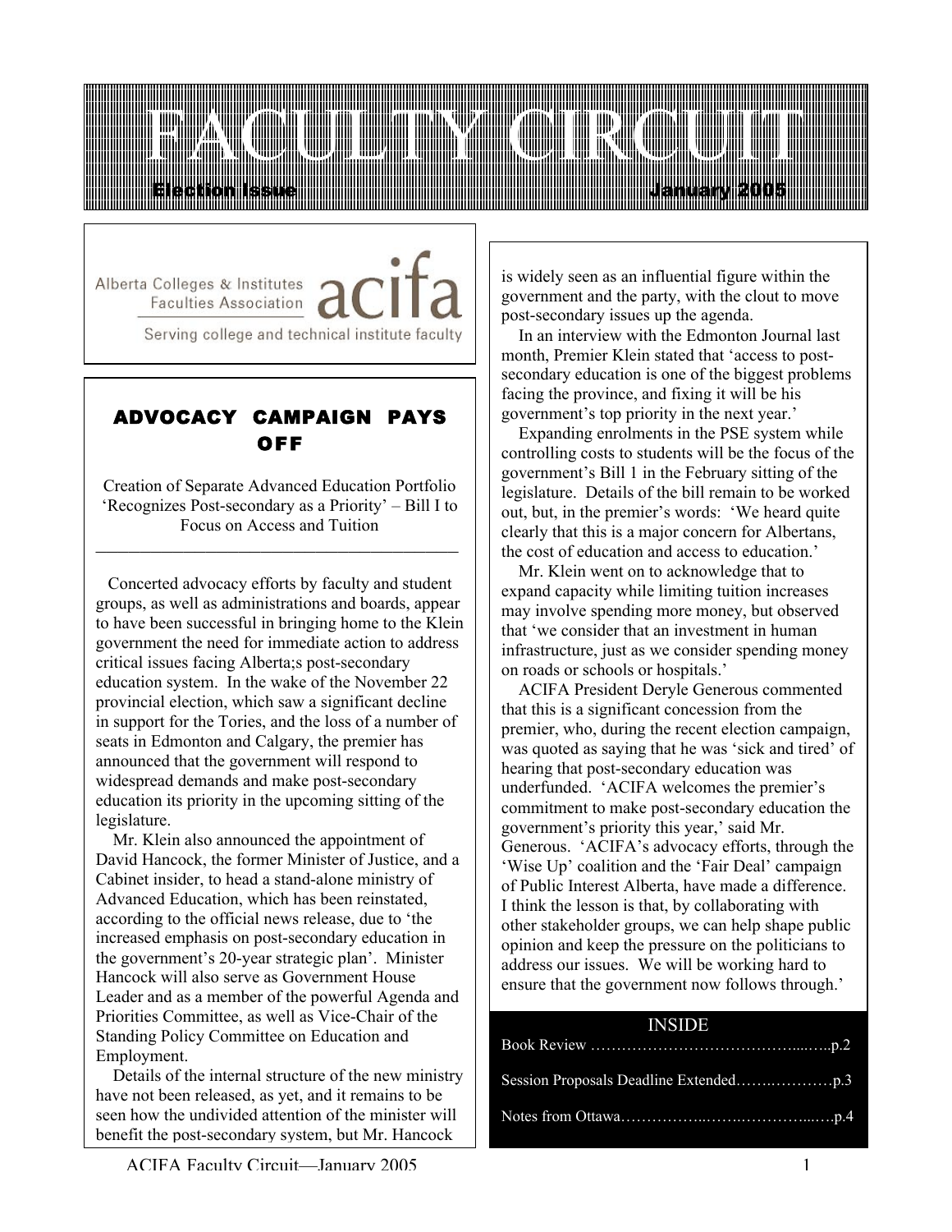# FACULTY CIRCUIT

**Election Issue** **January 2005**

Alberta Colleges & Institutes Faculties Association **acifa**

Serving college and technical institute faculty

## ADVOCACY CAMPAIGN PAYS OFF

Creation of Separate Advanced Education Portfolio 'Recognizes Post-secondary as a Priority' – Bill I to Focus on Access and Tuition

Concerted advocacy efforts by faculty and student groups, as well as administrations and boards, appear to have been successful in bringing home to the Klein government the need for immediate action to address critical issues facing Alberta;s post-secondary education system. In the wake of the November 22 provincial election, which saw a significant decline in support for the Tories, and the loss of a number of seats in Edmonton and Calgary, the premier has announced that the government will respond to widespread demands and make post-secondary education its priority in the upcoming sitting of the legislature.

Mr. Klein also announced the appointment of David Hancock, the former Minister of Justice, and a Cabinet insider, to head a stand-alone ministry of Advanced Education, which has been reinstated, according to the official news release, due to 'the increased emphasis on post-secondary education in the government's 20-year strategic plan'. Minister Hancock will also serve as Government House Leader and as a member of the powerful Agenda and Priorities Committee, as well as Vice-Chair of the Standing Policy Committee on Education and Employment.

Details of the internal structure of the new ministry have not been released, as yet, and it remains to be seen how the undivided attention of the minister will benefit the post-secondary system, but Mr. Hancock is widely seen as an influential figure within the government and the party, with the clout to move post-secondary issues up the agenda.

In an interview with the Edmonton Journal last month, Premier Klein stated that 'access to post-secondary education is one of the biggest problems facing the province, and fixing it will be his government's top priority in the next year.'

Expanding enrolments in the PSE system while controlling costs to students will be the focus of the government's Bill 1 in the February sitting of the legislature. Details of the bill remain to be worked out, but, in the premier's words: 'We heard quite clearly that this is a major concern for Albertans, the cost of education and access to education.'

Mr. Klein went on to acknowledge that to expand capacity while limiting tuition increases may involve spending more money, but observed that 'we consider that an investment in human infrastructure, just as we consider spending money on roads or schools or hospitals.'

ACIFA President Deryle Generous commented that this is a significant concession from the premier, who, during the recent election campaign, was quoted as saying that he was 'sick and tired' of hearing that post-secondary education was underfunded. 'ACIFA welcomes the premier's commitment to make post-secondary education the government's priority this year,' said Mr. Generous. 'ACIFA's advocacy efforts, through the 'Wise Up' coalition and the 'Fair Deal' campaign of Public Interest Alberta, have made a difference. I think the lesson is that, by collaborating with other stakeholder groups, we can help shape public opinion and keep the pressure on the politicians to address our issues. We will be working hard to ensure that the government now follows through.'

### INSIDE

Book Review ……………………………………...…..p.2

Session Proposals Deadline Extended…….…………p.3

Notes from Ottawa……………..…….…………...….p.4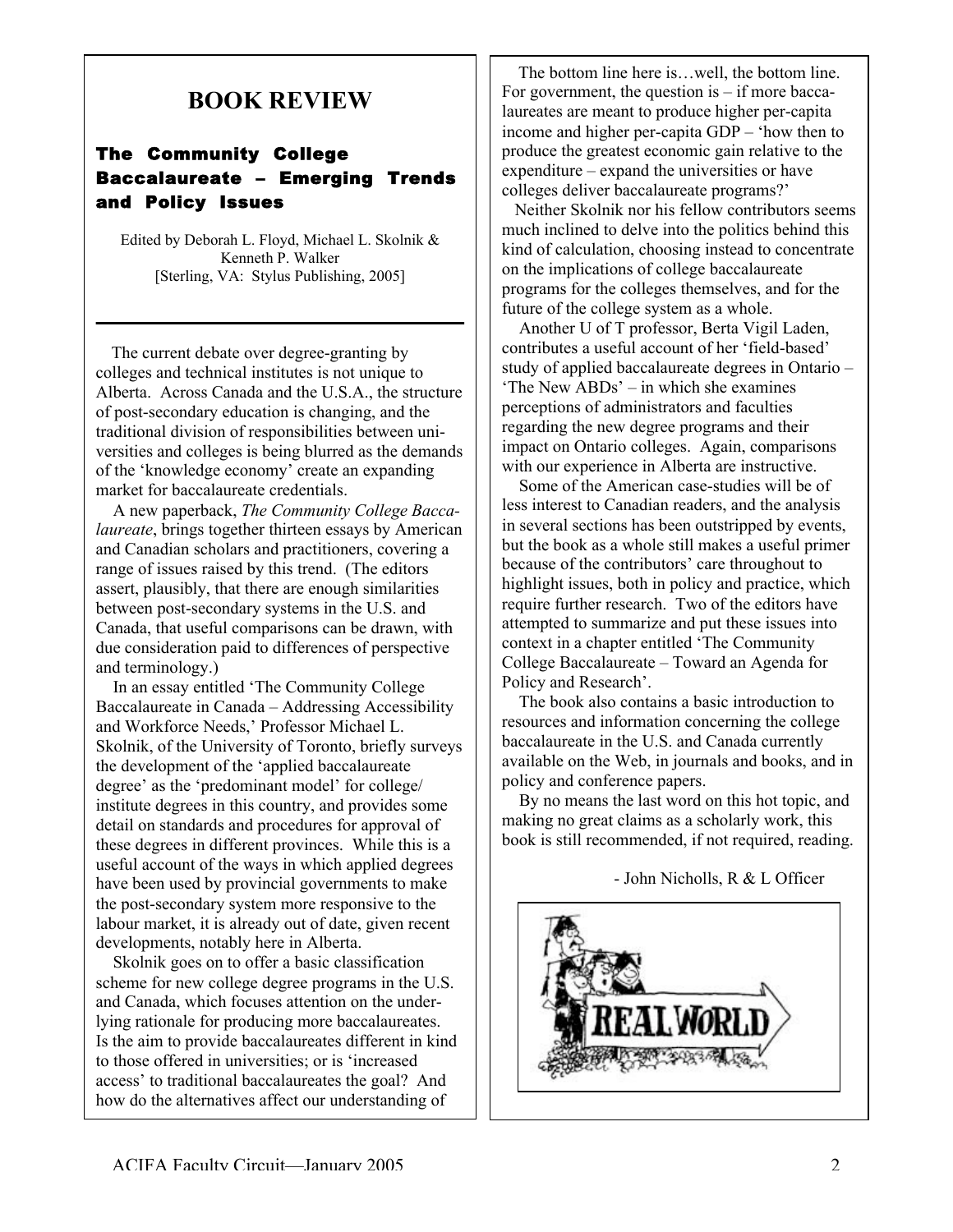# BOOK REVIEW

## The Community College Baccalaureate – Emerging Trends and Policy Issues

Edited by Deborah L. Floyd, Michael L. Skolnik & Kenneth P. Walker
[Sterling, VA: Stylus Publishing, 2005]

---

The current debate over degree-granting by colleges and technical institutes is not unique to Alberta. Across Canada and the U.S.A., the structure of post-secondary education is changing, and the traditional division of responsibilities between universities and colleges is being blurred as the demands of the 'knowledge economy' create an expanding market for baccalaureate credentials.

A new paperback, *The Community College Baccalaureate*, brings together thirteen essays by American and Canadian scholars and practitioners, covering a range of issues raised by this trend. (The editors assert, plausibly, that there are enough similarities between post-secondary systems in the U.S. and Canada, that useful comparisons can be drawn, with due consideration paid to differences of perspective and terminology.)

In an essay entitled 'The Community College Baccalaureate in Canada – Addressing Accessibility and Workforce Needs,' Professor Michael L. Skolnik, of the University of Toronto, briefly surveys the development of the 'applied baccalaureate degree' as the 'predominant model' for college/institute degrees in this country, and provides some detail on standards and procedures for approval of these degrees in different provinces. While this is a useful account of the ways in which applied degrees have been used by provincial governments to make the post-secondary system more responsive to the labour market, it is already out of date, given recent developments, notably here in Alberta.

Skolnik goes on to offer a basic classification scheme for new college degree programs in the U.S. and Canada, which focuses attention on the underlying rationale for producing more baccalaureates. Is the aim to provide baccalaureates different in kind to those offered in universities; or is 'increased access' to traditional baccalaureates the goal? And how do the alternatives affect our understanding of

The bottom line here is…well, the bottom line. For government, the question is – if more baccalaureates are meant to produce higher per-capita income and higher per-capita GDP – 'how then to produce the greatest economic gain relative to the expenditure – expand the universities or have colleges deliver baccalaureate programs?'

Neither Skolnik nor his fellow contributors seems much inclined to delve into the politics behind this kind of calculation, choosing instead to concentrate on the implications of college baccalaureate programs for the colleges themselves, and for the future of the college system as a whole.

Another U of T professor, Berta Vigil Laden, contributes a useful account of her 'field-based' study of applied baccalaureate degrees in Ontario – 'The New ABDs' – in which she examines perceptions of administrators and faculties regarding the new degree programs and their impact on Ontario colleges. Again, comparisons with our experience in Alberta are instructive.

Some of the American case-studies will be of less interest to Canadian readers, and the analysis in several sections has been outstripped by events, but the book as a whole still makes a useful primer because of the contributors' care throughout to highlight issues, both in policy and practice, which require further research. Two of the editors have attempted to summarize and put these issues into context in a chapter entitled 'The Community College Baccalaureate – Toward an Agenda for Policy and Research'.

The book also contains a basic introduction to resources and information concerning the college baccalaureate in the U.S. and Canada currently available on the Web, in journals and books, and in policy and conference papers.

By no means the last word on this hot topic, and making no great claims as a scholarly work, this book is still recommended, if not required, reading.

- John Nicholls, R & L Officer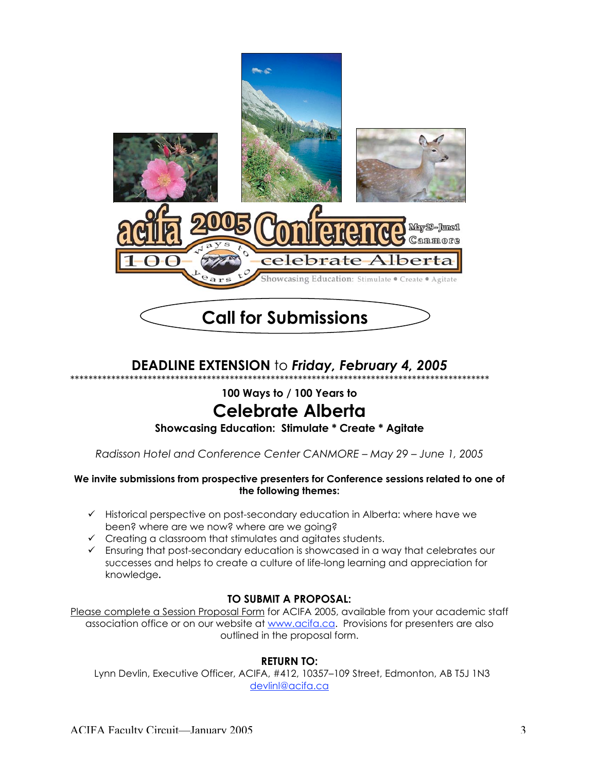# acifa 2005 Conference

May 29 – June 1
Canmore

100 ways to / years to celebrate Alberta

Showcasing Education: Stimulate • Create • Agitate

## Call for Submissions

### DEADLINE EXTENSION to *Friday, February 4, 2005*

******************************************************************************************

**100 Ways to / 100 Years to**

## Celebrate Alberta

**Showcasing Education: Stimulate * Create * Agitate**

*Radisson Hotel and Conference Center CANMORE – May 29 – June 1, 2005*

**We invite submissions from prospective presenters for Conference sessions related to one of the following themes:**

- ✓ Historical perspective on post-secondary education in Alberta: where have we been? where are we now? where are we going?
- ✓ Creating a classroom that stimulates and agitates students.
- ✓ Ensuring that post-secondary education is showcased in a way that celebrates our successes and helps to create a culture of life-long learning and appreciation for knowledge.

**TO SUBMIT A PROPOSAL:**

Please complete a Session Proposal Form for ACIFA 2005, available from your academic staff association office or on our website at www.acifa.ca. Provisions for presenters are also outlined in the proposal form.

**RETURN TO:**

Lynn Devlin, Executive Officer, ACIFA, #412, 10357–109 Street, Edmonton, AB T5J 1N3
devlinl@acifa.ca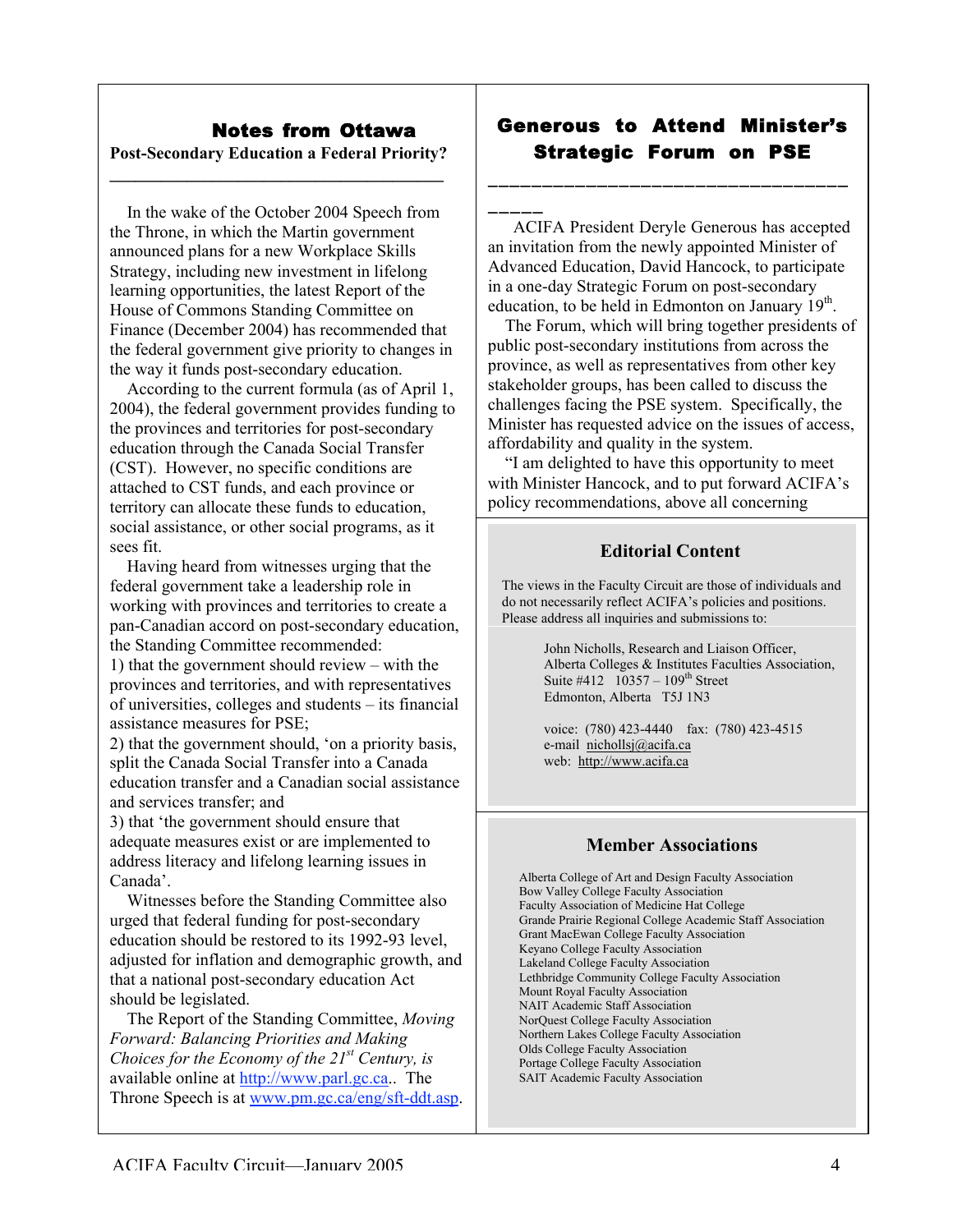## Notes from Ottawa

**Post-Secondary Education a Federal Priority?**

In the wake of the October 2004 Speech from the Throne, in which the Martin government announced plans for a new Workplace Skills Strategy, including new investment in lifelong learning opportunities, the latest Report of the House of Commons Standing Committee on Finance (December 2004) has recommended that the federal government give priority to changes in the way it funds post-secondary education.

According to the current formula (as of April 1, 2004), the federal government provides funding to the provinces and territories for post-secondary education through the Canada Social Transfer (CST). However, no specific conditions are attached to CST funds, and each province or territory can allocate these funds to education, social assistance, or other social programs, as it sees fit.

Having heard from witnesses urging that the federal government take a leadership role in working with provinces and territories to create a pan-Canadian accord on post-secondary education, the Standing Committee recommended:

1) that the government should review – with the provinces and territories, and with representatives of universities, colleges and students – its financial assistance measures for PSE;
2) that the government should, 'on a priority basis, split the Canada Social Transfer into a Canada education transfer and a Canadian social assistance and services transfer; and
3) that 'the government should ensure that adequate measures exist or are implemented to address literacy and lifelong learning issues in Canada'.

Witnesses before the Standing Committee also urged that federal funding for post-secondary education should be restored to its 1992-93 level, adjusted for inflation and demographic growth, and that a national post-secondary education Act should be legislated.

The Report of the Standing Committee, *Moving Forward: Balancing Priorities and Making Choices for the Economy of the 21st Century, is* available online at http://www.parl.gc.ca.. The Throne Speech is at www.pm.gc.ca/eng/sft-ddt.asp.

## Generous to Attend Minister's Strategic Forum on PSE

ACIFA President Deryle Generous has accepted an invitation from the newly appointed Minister of Advanced Education, David Hancock, to participate in a one-day Strategic Forum on post-secondary education, to be held in Edmonton on January 19th.

The Forum, which will bring together presidents of public post-secondary institutions from across the province, as well as representatives from other key stakeholder groups, has been called to discuss the challenges facing the PSE system. Specifically, the Minister has requested advice on the issues of access, affordability and quality in the system.

"I am delighted to have this opportunity to meet with Minister Hancock, and to put forward ACIFA's policy recommendations, above all concerning

### Editorial Content

The views in the Faculty Circuit are those of individuals and do not necessarily reflect ACIFA's policies and positions. Please address all inquiries and submissions to:

John Nicholls, Research and Liaison Officer,
Alberta Colleges & Institutes Faculties Association,
Suite #412 10357 – 109th Street
Edmonton, Alberta T5J 1N3

voice: (780) 423-4440 fax: (780) 423-4515
e-mail nichollsj@acifa.ca
web: http://www.acifa.ca

### Member Associations

Alberta College of Art and Design Faculty Association
Bow Valley College Faculty Association
Faculty Association of Medicine Hat College
Grande Prairie Regional College Academic Staff Association
Grant MacEwan College Faculty Association
Keyano College Faculty Association
Lakeland College Faculty Association
Lethbridge Community College Faculty Association
Mount Royal Faculty Association
NAIT Academic Staff Association
NorQuest College Faculty Association
Northern Lakes College Faculty Association
Olds College Faculty Association
Portage College Faculty Association
SAIT Academic Faculty Association